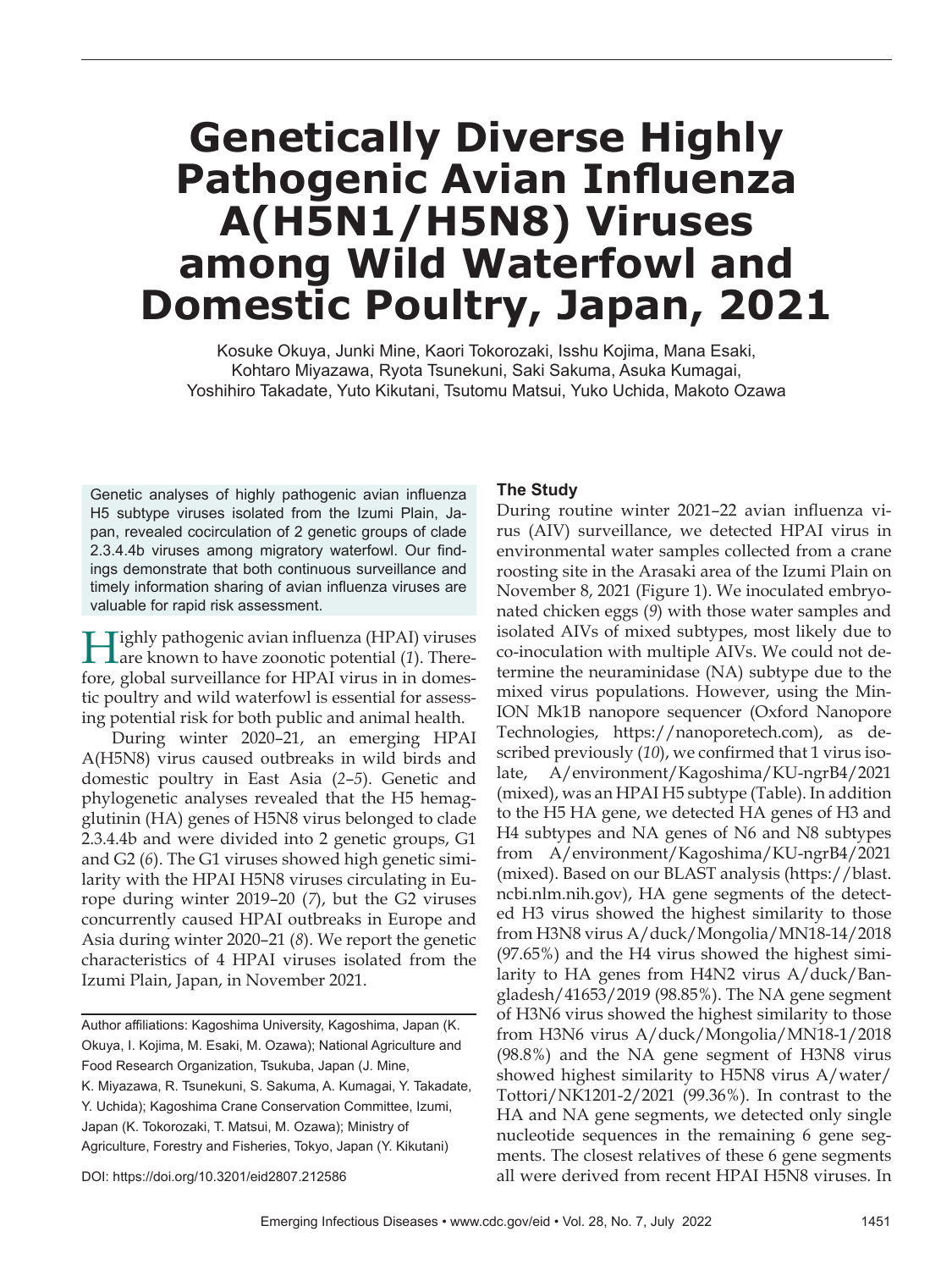# Genetically Diverse Highly Pathogenic Avian Influenza A(H5N1/H5N8) Viruses among Wild Waterfowl and Domestic Poultry, Japan, 2021

Kosuke Okuya, Junki Mine, Kaori Tokorozaki, Isshu Kojima, Mana Esaki, Kohtaro Miyazawa, Ryota Tsunekuni, Saki Sakuma, Asuka Kumagai, Yoshihiro Takadate, Yuto Kikutani, Tsutomu Matsui, Yuko Uchida, Makoto Ozawa

Genetic analyses of highly pathogenic avian influenza H5 subtype viruses isolated from the Izumi Plain, Japan, revealed cocirculation of 2 genetic groups of clade 2.3.4.4b viruses among migratory waterfowl. Our findings demonstrate that both continuous surveillance and timely information sharing of avian influenza viruses are valuable for rapid risk assessment.

Highly pathogenic avian influenza (HPAI) viruses are known to have zoonotic potential (*1*). Therefore, global surveillance for HPAI virus in in domestic poultry and wild waterfowl is essential for assessing potential risk for both public and animal health.

During winter 2020–21, an emerging HPAI A(H5N8) virus caused outbreaks in wild birds and domestic poultry in East Asia (*2*–*5*). Genetic and phylogenetic analyses revealed that the H5 hemagglutinin (HA) genes of H5N8 virus belonged to clade 2.3.4.4b and were divided into 2 genetic groups, G1 and G2 (*6*). The G1 viruses showed high genetic similarity with the HPAI H5N8 viruses circulating in Europe during winter 2019–20 (*7*), but the G2 viruses concurrently caused HPAI outbreaks in Europe and Asia during winter 2020–21 (*8*). We report the genetic characteristics of 4 HPAI viruses isolated from the Izumi Plain, Japan, in November 2021.

Author affiliations: Kagoshima University, Kagoshima, Japan (K. Okuya, I. Kojima, M. Esaki, M. Ozawa); National Agriculture and Food Research Organization, Tsukuba, Japan (J. Mine, K. Miyazawa, R. Tsunekuni, S. Sakuma, A. Kumagai, Y. Takadate, Y. Uchida); Kagoshima Crane Conservation Committee, Izumi, Japan (K. Tokorozaki, T. Matsui, M. Ozawa); Ministry of Agriculture, Forestry and Fisheries, Tokyo, Japan (Y. Kikutani)

DOI: https://doi.org/10.3201/eid2807.212586

## The Study

During routine winter 2021–22 avian influenza virus (AIV) surveillance, we detected HPAI virus in environmental water samples collected from a crane roosting site in the Arasaki area of the Izumi Plain on November 8, 2021 (Figure 1). We inoculated embryonated chicken eggs (*9*) with those water samples and isolated AIVs of mixed subtypes, most likely due to co-inoculation with multiple AIVs. We could not determine the neuraminidase (NA) subtype due to the mixed virus populations. However, using the MinION Mk1B nanopore sequencer (Oxford Nanopore Technologies, https://nanoporetech.com), as described previously (*10*), we confirmed that 1 virus isolate, A/environment/Kagoshima/KU-ngrB4/2021 (mixed), was an HPAI H5 subtype (Table). In addition to the H5 HA gene, we detected HA genes of H3 and H4 subtypes and NA genes of N6 and N8 subtypes from A/environment/Kagoshima/KU-ngrB4/2021 (mixed). Based on our BLAST analysis (https://blast.ncbi.nlm.nih.gov), HA gene segments of the detected H3 virus showed the highest similarity to those from H3N8 virus A/duck/Mongolia/MN18-14/2018 (97.65%) and the H4 virus showed the highest similarity to HA genes from H4N2 virus A/duck/Bangladesh/41653/2019 (98.85%). The NA gene segment of H3N6 virus showed the highest similarity to those from H3N6 virus A/duck/Mongolia/MN18-1/2018 (98.8%) and the NA gene segment of H3N8 virus showed highest similarity to H5N8 virus A/water/Tottori/NK1201-2/2021 (99.36%). In contrast to the HA and NA gene segments, we detected only single nucleotide sequences in the remaining 6 gene segments. The closest relatives of these 6 gene segments all were derived from recent HPAI H5N8 viruses. In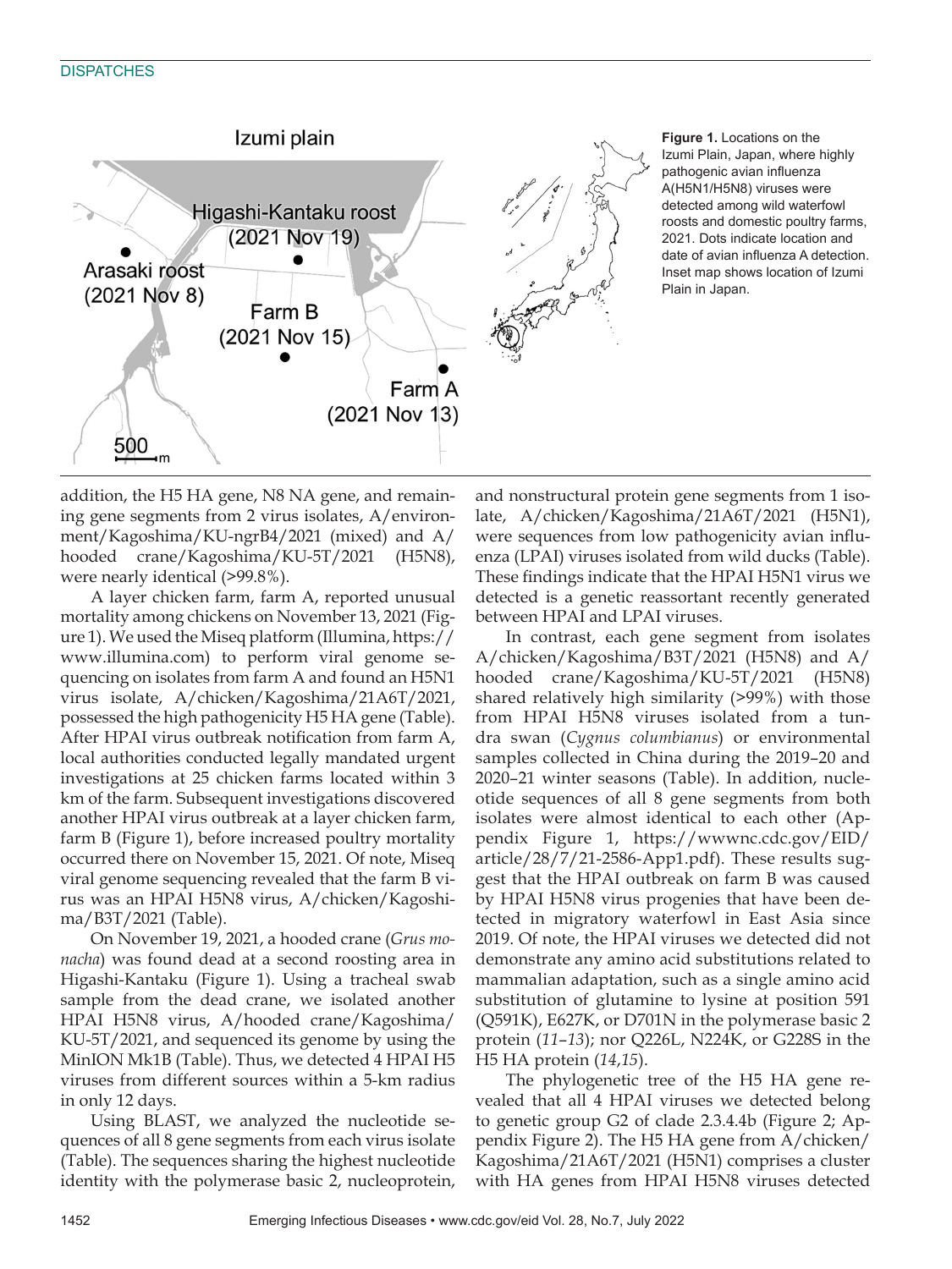Figure 1. Locations on the Izumi Plain, Japan, where highly pathogenic avian influenza A(H5N1/H5N8) viruses were detected among wild waterfowl roosts and domestic poultry farms, 2021. Dots indicate location and date of avian influenza A detection. Inset map shows location of Izumi Plain in Japan.

addition, the H5 HA gene, N8 NA gene, and remaining gene segments from 2 virus isolates, A/environment/Kagoshima/KU-ngrB4/2021 (mixed) and A/hooded crane/Kagoshima/KU-5T/2021 (H5N8), were nearly identical (>99.8%).

A layer chicken farm, farm A, reported unusual mortality among chickens on November 13, 2021 (Figure 1). We used the Miseq platform (Illumina, https://www.illumina.com) to perform viral genome sequencing on isolates from farm A and found an H5N1 virus isolate, A/chicken/Kagoshima/21A6T/2021, possessed the high pathogenicity H5 HA gene (Table). After HPAI virus outbreak notification from farm A, local authorities conducted legally mandated urgent investigations at 25 chicken farms located within 3 km of the farm. Subsequent investigations discovered another HPAI virus outbreak at a layer chicken farm, farm B (Figure 1), before increased poultry mortality occurred there on November 15, 2021. Of note, Miseq viral genome sequencing revealed that the farm B virus was an HPAI H5N8 virus, A/chicken/Kagoshima/B3T/2021 (Table).

On November 19, 2021, a hooded crane (*Grus monacha*) was found dead at a second roosting area in Higashi-Kantaku (Figure 1). Using a tracheal swab sample from the dead crane, we isolated another HPAI H5N8 virus, A/hooded crane/Kagoshima/KU-5T/2021, and sequenced its genome by using the MinION Mk1B (Table). Thus, we detected 4 HPAI H5 viruses from different sources within a 5-km radius in only 12 days.

Using BLAST, we analyzed the nucleotide sequences of all 8 gene segments from each virus isolate (Table). The sequences sharing the highest nucleotide identity with the polymerase basic 2, nucleoprotein, and nonstructural protein gene segments from 1 isolate, A/chicken/Kagoshima/21A6T/2021 (H5N1), were sequences from low pathogenicity avian influenza (LPAI) viruses isolated from wild ducks (Table). These findings indicate that the HPAI H5N1 virus we detected is a genetic reassortant recently generated between HPAI and LPAI viruses.

In contrast, each gene segment from isolates A/chicken/Kagoshima/B3T/2021 (H5N8) and A/hooded crane/Kagoshima/KU-5T/2021 (H5N8) shared relatively high similarity (>99%) with those from HPAI H5N8 viruses isolated from a tundra swan (*Cygnus columbianus*) or environmental samples collected in China during the 2019–20 and 2020–21 winter seasons (Table). In addition, nucleotide sequences of all 8 gene segments from both isolates were almost identical to each other (Appendix Figure 1, https://wwwnc.cdc.gov/EID/article/28/7/21-2586-App1.pdf). These results suggest that the HPAI outbreak on farm B was caused by HPAI H5N8 virus progenies that have been detected in migratory waterfowl in East Asia since 2019. Of note, the HPAI viruses we detected did not demonstrate any amino acid substitutions related to mammalian adaptation, such as a single amino acid substitution of glutamine to lysine at position 591 (Q591K), E627K, or D701N in the polymerase basic 2 protein (*11*–*13*); nor Q226L, N224K, or G228S in the H5 HA protein (*14*,*15*).

The phylogenetic tree of the H5 HA gene revealed that all 4 HPAI viruses we detected belong to genetic group G2 of clade 2.3.4.4b (Figure 2; Appendix Figure 2). The H5 HA gene from A/chicken/Kagoshima/21A6T/2021 (H5N1) comprises a cluster with HA genes from HPAI H5N8 viruses detected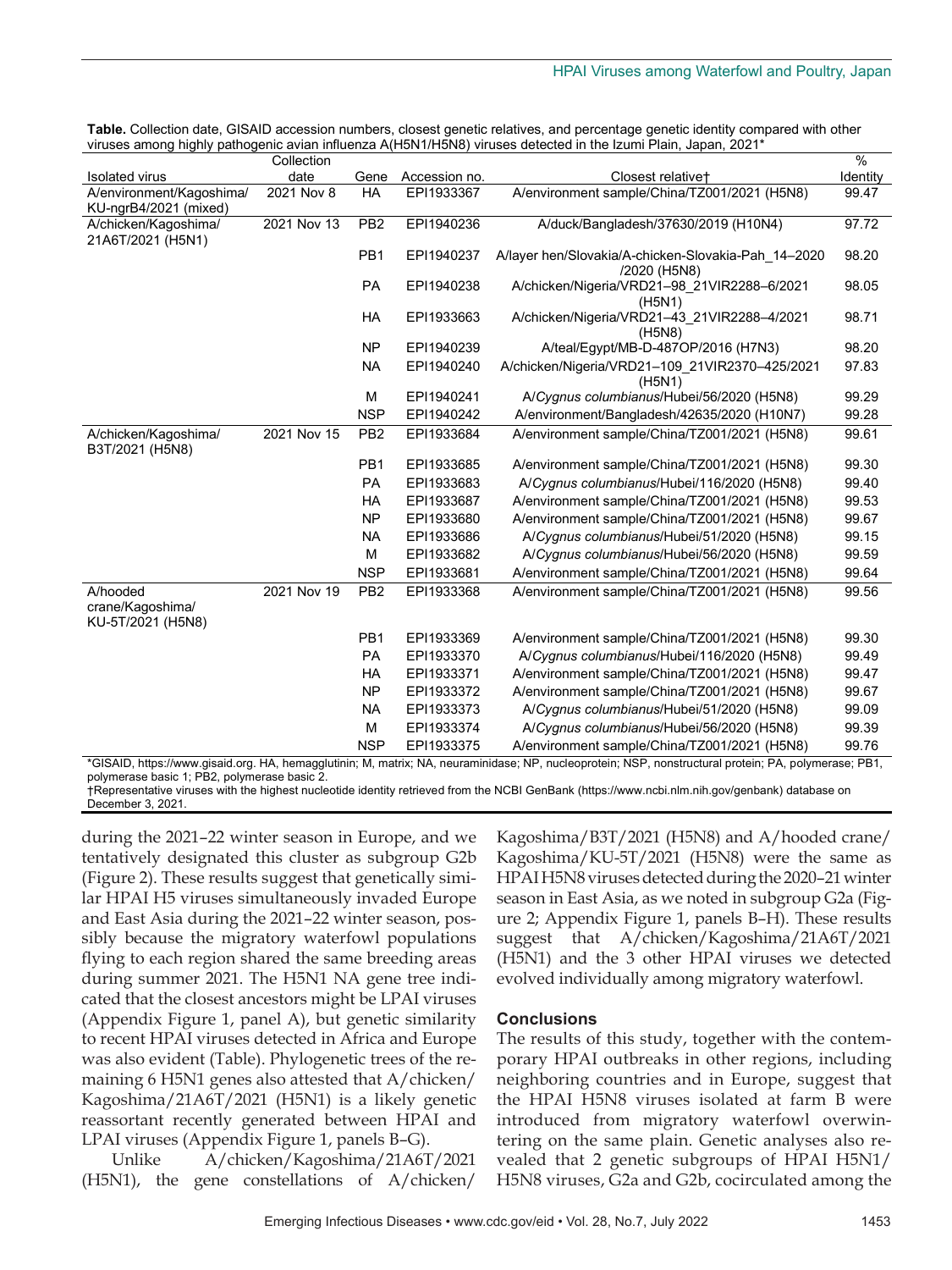**Table.** Collection date, GISAID accession numbers, closest genetic relatives, and percentage genetic identity compared with other viruses among highly pathogenic avian influenza A(H5N1/H5N8) viruses detected in the Izumi Plain, Japan, 2021*

| Isolated virus | Collection date | Gene | Accession no. | Closest relative† | % Identity |
|---|---|---|---|---|---|
| A/environment/Kagoshima/KU-ngrB4/2021 (mixed) | 2021 Nov 8 | HA | EPI1933367 | A/environment sample/China/TZ001/2021 (H5N8) | 99.47 |
| A/chicken/Kagoshima/21A6T/2021 (H5N1) | 2021 Nov 13 | PB2 | EPI1940236 | A/duck/Bangladesh/37630/2019 (H10N4) | 97.72 |
| | | PB1 | EPI1940237 | A/layer hen/Slovakia/A-chicken-Slovakia-Pah_14–2020/2020 (H5N8) | 98.20 |
| | | PA | EPI1940238 | A/chicken/Nigeria/VRD21–98_21VIR2288–6/2021 (H5N1) | 98.05 |
| | | HA | EPI1933663 | A/chicken/Nigeria/VRD21–43_21VIR2288–4/2021 (H5N8) | 98.71 |
| | | NP | EPI1940239 | A/teal/Egypt/MB-D-487OP/2016 (H7N3) | 98.20 |
| | | NA | EPI1940240 | A/chicken/Nigeria/VRD21–109_21VIR2370–425/2021 (H5N1) | 97.83 |
| | | M | EPI1940241 | A/*Cygnus columbianus*/Hubei/56/2020 (H5N8) | 99.29 |
| | | NSP | EPI1940242 | A/environment/Bangladesh/42635/2020 (H10N7) | 99.28 |
| A/chicken/Kagoshima/B3T/2021 (H5N8) | 2021 Nov 15 | PB2 | EPI1933684 | A/environment sample/China/TZ001/2021 (H5N8) | 99.61 |
| | | PB1 | EPI1933685 | A/environment sample/China/TZ001/2021 (H5N8) | 99.30 |
| | | PA | EPI1933683 | A/*Cygnus columbianus*/Hubei/116/2020 (H5N8) | 99.40 |
| | | HA | EPI1933687 | A/environment sample/China/TZ001/2021 (H5N8) | 99.53 |
| | | NP | EPI1933680 | A/environment sample/China/TZ001/2021 (H5N8) | 99.67 |
| | | NA | EPI1933686 | A/*Cygnus columbianus*/Hubei/51/2020 (H5N8) | 99.15 |
| | | M | EPI1933682 | A/*Cygnus columbianus*/Hubei/56/2020 (H5N8) | 99.59 |
| | | NSP | EPI1933681 | A/environment sample/China/TZ001/2021 (H5N8) | 99.64 |
| A/hooded crane/Kagoshima/KU-5T/2021 (H5N8) | 2021 Nov 19 | PB2 | EPI1933368 | A/environment sample/China/TZ001/2021 (H5N8) | 99.56 |
| | | PB1 | EPI1933369 | A/environment sample/China/TZ001/2021 (H5N8) | 99.30 |
| | | PA | EPI1933370 | A/*Cygnus columbianus*/Hubei/116/2020 (H5N8) | 99.49 |
| | | HA | EPI1933371 | A/environment sample/China/TZ001/2021 (H5N8) | 99.47 |
| | | NP | EPI1933372 | A/environment sample/China/TZ001/2021 (H5N8) | 99.67 |
| | | NA | EPI1933373 | A/*Cygnus columbianus*/Hubei/51/2020 (H5N8) | 99.09 |
| | | M | EPI1933374 | A/*Cygnus columbianus*/Hubei/56/2020 (H5N8) | 99.39 |
| | | NSP | EPI1933375 | A/environment sample/China/TZ001/2021 (H5N8) | 99.76 |

*GISAID, https://www.gisaid.org. HA, hemagglutinin; M, matrix; NA, neuraminidase; NP, nucleoprotein; NSP, nonstructural protein; PA, polymerase; PB1, polymerase basic 1; PB2, polymerase basic 2.
†Representative viruses with the highest nucleotide identity retrieved from the NCBI GenBank (https://www.ncbi.nlm.nih.gov/genbank) database on December 3, 2021.

during the 2021–22 winter season in Europe, and we tentatively designated this cluster as subgroup G2b (Figure 2). These results suggest that genetically similar HPAI H5 viruses simultaneously invaded Europe and East Asia during the 2021–22 winter season, possibly because the migratory waterfowl populations flying to each region shared the same breeding areas during summer 2021. The H5N1 NA gene tree indicated that the closest ancestors might be LPAI viruses (Appendix Figure 1, panel A), but genetic similarity to recent HPAI viruses detected in Africa and Europe was also evident (Table). Phylogenetic trees of the remaining 6 H5N1 genes also attested that A/chicken/Kagoshima/21A6T/2021 (H5N1) is a likely genetic reassortant recently generated between HPAI and LPAI viruses (Appendix Figure 1, panels B–G).

Unlike A/chicken/Kagoshima/21A6T/2021 (H5N1), the gene constellations of A/chicken/Kagoshima/B3T/2021 (H5N8) and A/hooded crane/Kagoshima/KU-5T/2021 (H5N8) were the same as HPAI H5N8 viruses detected during the 2020–21 winter season in East Asia, as we noted in subgroup G2a (Figure 2; Appendix Figure 1, panels B–H). These results suggest that A/chicken/Kagoshima/21A6T/2021 (H5N1) and the 3 other HPAI viruses we detected evolved individually among migratory waterfowl.

## Conclusions

The results of this study, together with the contemporary HPAI outbreaks in other regions, including neighboring countries and in Europe, suggest that the HPAI H5N8 viruses isolated at farm B were introduced from migratory waterfowl overwintering on the same plain. Genetic analyses also revealed that 2 genetic subgroups of HPAI H5N1/H5N8 viruses, G2a and G2b, cocirculated among the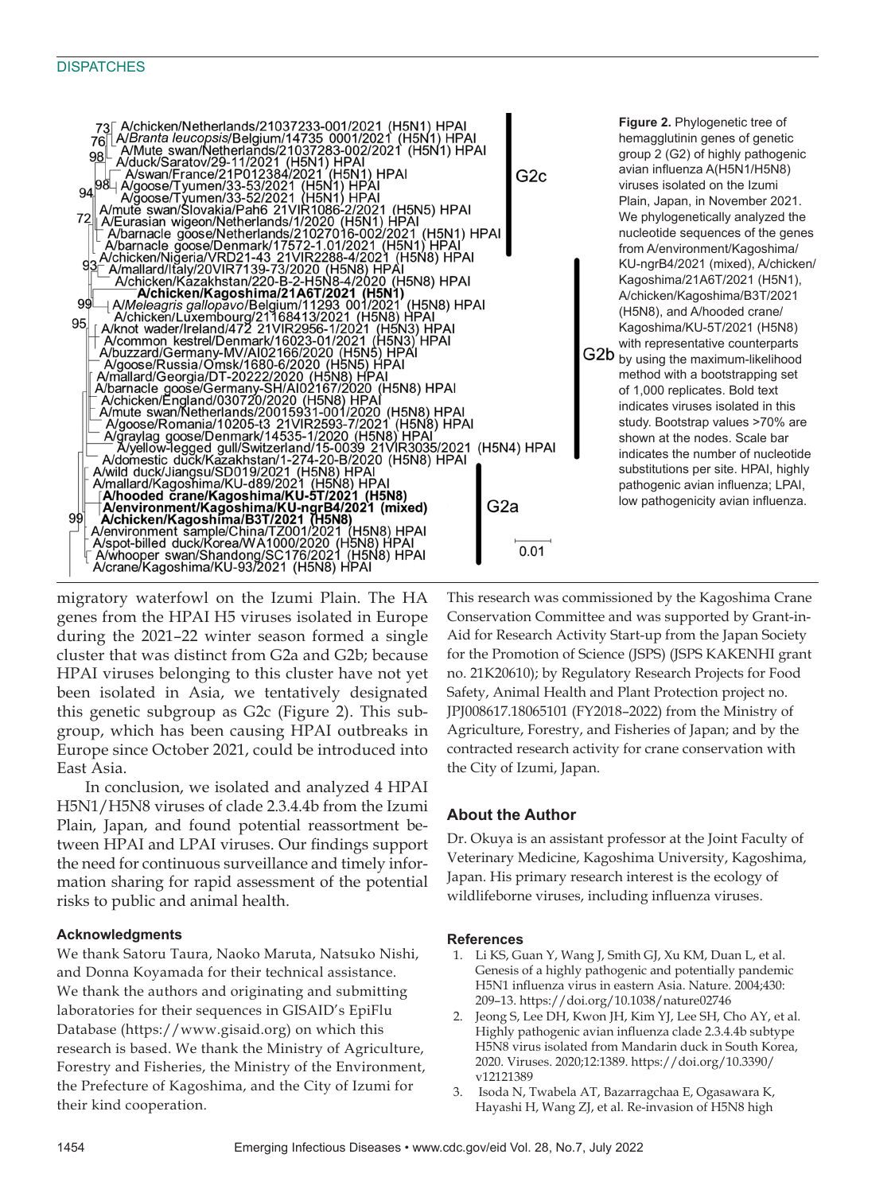A/chicken/Netherlands/21037233-001/2021 (H5N1) HPAI
A/*Branta leucopsis*/Belgium/14735 0001/2021 (H5N1) HPAI
A/Mute swan/Netherlands/21037283-002/2021 (H5N1) HPAI
A/duck/Saratov/29-11/2021 (H5N1) HPAI
A/swan/France/21P012384/2021 (H5N1) HPAI
A/goose/Tyumen/33-53/2021 (H5N1) HPAI
A/goose/Tyumen/33-52/2021 (H5N1) HPAI
A/mute swan/Slovakia/Pah6 21VIR1086-2/2021 (H5N5) HPAI
A/Eurasian wigeon/Netherlands/1/2020 (H5N1) HPAI
A/barnacle goose/Netherlands/21027016-002/2021 (H5N1) HPAI
A/barnacle goose/Denmark/17572-1.01/2021 (H5N1) HPAI
A/chicken/Nigeria/VRD21-43 21VIR2288-4/2021 (H5N8) HPAI
A/mallard/Italy/20VIR7139-73/2020 (H5N8) HPAI
A/chicken/Kazakhstan/220-B-2-H5N8-4/2020 (H5N8) HPAI
**A/chicken/Kagoshima/21A6T/2021 (H5N1)**
A/*Meleagris gallopavo*/Belgium/11293 001/2021 (H5N8) HPAI
A/chicken/Luxembourg/21168413/2021 (H5N8) HPAI
A/knot wader/Ireland/472 21VIR2956-1/2021 (H5N3) HPAI
A/common kestrel/Denmark/16023-01/2021 (H5N3) HPAI
A/buzzard/Germany-MV/AI02166/2020 (H5N5) HPAI
A/goose/Russia/Omsk/1680-6/2020 (H5N5) HPAI
A/mallard/Georgia/DT-20222/2020 (H5N8) HPAI
A/barnacle goose/Germany-SH/AI02167/2020 (H5N8) HPAI
A/chicken/England/030720/2020 (H5N8) HPAI
A/mute swan/Netherlands/20015931-001/2020 (H5N8) HPAI
A/goose/Romania/10205-t3 21VIR2593-7/2021 (H5N8) HPAI
A/graylag goose/Denmark/14535-1/2020 (H5N8) HPAI
A/yellow-legged gull/Switzerland/15-0039 21VIR3035/2021 (H5N4) HPAI
A/domestic duck/Kazakhstan/1-274-20-B/2020 (H5N8) HPAI
A/wild duck/Jiangsu/SD019/2021 (H5N8) HPAI
A/mallard/Kagoshima/KU-d89/2021 (H5N8) HPAI
**A/hooded crane/Kagoshima/KU-5T/2021 (H5N8)**
**A/environment/Kagoshima/KU-ngrB4/2021 (mixed)**
**A/chicken/Kagoshima/B3T/2021 (H5N8)**
A/environment sample/China/TZ001/2021 (H5N8) HPAI
A/spot-billed duck/Korea/WA1000/2020 (H5N8) HPAI
A/whooper swan/Shandong/SC176/2021 (H5N8) HPAI
A/crane/Kagoshima/KU-93/2021 (H5N8) HPAI

G2c G2b G2a 0.01

**Figure 2.** Phylogenetic tree of hemagglutinin genes of genetic group 2 (G2) of highly pathogenic avian influenza A(H5N1/H5N8) viruses isolated on the Izumi Plain, Japan, in November 2021. We phylogenetically analyzed the nucleotide sequences of the genes from A/environment/Kagoshima/KU-ngrB4/2021 (mixed), A/chicken/Kagoshima/21A6T/2021 (H5N1), A/chicken/Kagoshima/B3T/2021 (H5N8), and A/hooded crane/Kagoshima/KU-5T/2021 (H5N8) with representative counterparts by using the maximum-likelihood method with a bootstrapping set of 1,000 replicates. Bold text indicates viruses isolated in this study. Bootstrap values >70% are shown at the nodes. Scale bar indicates the number of nucleotide substitutions per site. HPAI, highly pathogenic avian influenza; LPAI, low pathogenicity avian influenza.

migratory waterfowl on the Izumi Plain. The HA genes from the HPAI H5 viruses isolated in Europe during the 2021–22 winter season formed a single cluster that was distinct from G2a and G2b; because HPAI viruses belonging to this cluster have not yet been isolated in Asia, we tentatively designated this genetic subgroup as G2c (Figure 2). This subgroup, which has been causing HPAI outbreaks in Europe since October 2021, could be introduced into East Asia.

In conclusion, we isolated and analyzed 4 HPAI H5N1/H5N8 viruses of clade 2.3.4.4b from the Izumi Plain, Japan, and found potential reassortment between HPAI and LPAI viruses. Our findings support the need for continuous surveillance and timely information sharing for rapid assessment of the potential risks to public and animal health.

### Acknowledgments

We thank Satoru Taura, Naoko Maruta, Natsuko Nishi, and Donna Koyamada for their technical assistance. We thank the authors and originating and submitting laboratories for their sequences in GISAID's EpiFlu Database (https://www.gisaid.org) on which this research is based. We thank the Ministry of Agriculture, Forestry and Fisheries, the Ministry of the Environment, the Prefecture of Kagoshima, and the City of Izumi for their kind cooperation.

This research was commissioned by the Kagoshima Crane Conservation Committee and was supported by Grant-in-Aid for Research Activity Start-up from the Japan Society for the Promotion of Science (JSPS) (JSPS KAKENHI grant no. 21K20610); by Regulatory Research Projects for Food Safety, Animal Health and Plant Protection project no. JPJ008617.18065101 (FY2018–2022) from the Ministry of Agriculture, Forestry, and Fisheries of Japan; and by the contracted research activity for crane conservation with the City of Izumi, Japan.

## About the Author

Dr. Okuya is an assistant professor at the Joint Faculty of Veterinary Medicine, Kagoshima University, Kagoshima, Japan. His primary research interest is the ecology of wildlifeborne viruses, including influenza viruses.

### References

1. Li KS, Guan Y, Wang J, Smith GJ, Xu KM, Duan L, et al. Genesis of a highly pathogenic and potentially pandemic H5N1 influenza virus in eastern Asia. Nature. 2004;430:209–13. https://doi.org/10.1038/nature02746
2. Jeong S, Lee DH, Kwon JH, Kim YJ, Lee SH, Cho AY, et al. Highly pathogenic avian influenza clade 2.3.4.4b subtype H5N8 virus isolated from Mandarin duck in South Korea, 2020. Viruses. 2020;12:1389. https://doi.org/10.3390/v12121389
3. Isoda N, Twabela AT, Bazarragchaa E, Ogasawara K, Hayashi H, Wang ZJ, et al. Re-invasion of H5N8 high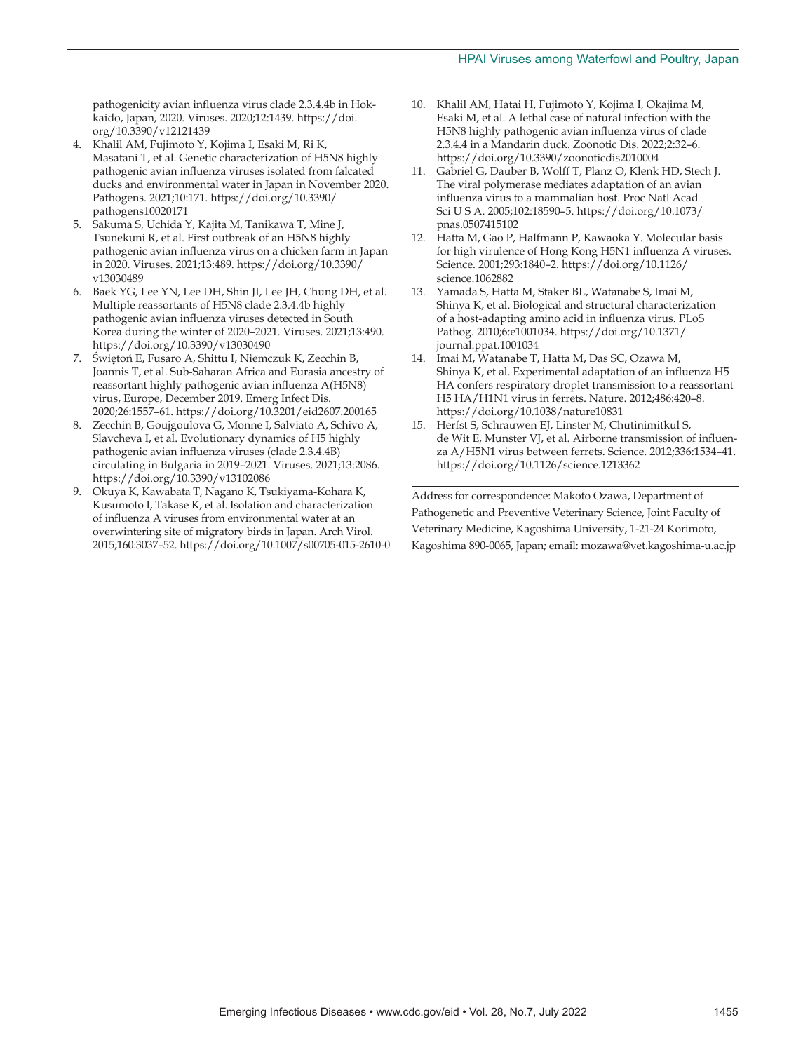pathogenicity avian influenza virus clade 2.3.4.4b in Hokkaido, Japan, 2020. Viruses. 2020;12:1439. https://doi.org/10.3390/v12121439

4. Khalil AM, Fujimoto Y, Kojima I, Esaki M, Ri K, Masatani T, et al. Genetic characterization of H5N8 highly pathogenic avian influenza viruses isolated from falcated ducks and environmental water in Japan in November 2020. Pathogens. 2021;10:171. https://doi.org/10.3390/pathogens10020171
5. Sakuma S, Uchida Y, Kajita M, Tanikawa T, Mine J, Tsunekuni R, et al. First outbreak of an H5N8 highly pathogenic avian influenza virus on a chicken farm in Japan in 2020. Viruses. 2021;13:489. https://doi.org/10.3390/v13030489
6. Baek YG, Lee YN, Lee DH, Shin JI, Lee JH, Chung DH, et al. Multiple reassortants of H5N8 clade 2.3.4.4b highly pathogenic avian influenza viruses detected in South Korea during the winter of 2020–2021. Viruses. 2021;13:490. https://doi.org/10.3390/v13030490
7. Świętoń E, Fusaro A, Shittu I, Niemczuk K, Zecchin B, Joannis T, et al. Sub-Saharan Africa and Eurasia ancestry of reassortant highly pathogenic avian influenza A(H5N8) virus, Europe, December 2019. Emerg Infect Dis. 2020;26:1557–61. https://doi.org/10.3201/eid2607.200165
8. Zecchin B, Goujgoulova G, Monne I, Salviato A, Schivo A, Slavcheva I, et al. Evolutionary dynamics of H5 highly pathogenic avian influenza viruses (clade 2.3.4.4B) circulating in Bulgaria in 2019–2021. Viruses. 2021;13:2086. https://doi.org/10.3390/v13102086
9. Okuya K, Kawabata T, Nagano K, Tsukiyama-Kohara K, Kusumoto I, Takase K, et al. Isolation and characterization of influenza A viruses from environmental water at an overwintering site of migratory birds in Japan. Arch Virol. 2015;160:3037–52. https://doi.org/10.1007/s00705-015-2610-0
10. Khalil AM, Hatai H, Fujimoto Y, Kojima I, Okajima M, Esaki M, et al. A lethal case of natural infection with the H5N8 highly pathogenic avian influenza virus of clade 2.3.4.4 in a Mandarin duck. Zoonotic Dis. 2022;2:32–6. https://doi.org/10.3390/zoonoticdis2010004
11. Gabriel G, Dauber B, Wolff T, Planz O, Klenk HD, Stech J. The viral polymerase mediates adaptation of an avian influenza virus to a mammalian host. Proc Natl Acad Sci U S A. 2005;102:18590–5. https://doi.org/10.1073/pnas.0507415102
12. Hatta M, Gao P, Halfmann P, Kawaoka Y. Molecular basis for high virulence of Hong Kong H5N1 influenza A viruses. Science. 2001;293:1840–2. https://doi.org/10.1126/science.1062882
13. Yamada S, Hatta M, Staker BL, Watanabe S, Imai M, Shinya K, et al. Biological and structural characterization of a host-adapting amino acid in influenza virus. PLoS Pathog. 2010;6:e1001034. https://doi.org/10.1371/journal.ppat.1001034
14. Imai M, Watanabe T, Hatta M, Das SC, Ozawa M, Shinya K, et al. Experimental adaptation of an influenza H5 HA confers respiratory droplet transmission to a reassortant H5 HA/H1N1 virus in ferrets. Nature. 2012;486:420–8. https://doi.org/10.1038/nature10831
15. Herfst S, Schrauwen EJ, Linster M, Chutinimitkul S, de Wit E, Munster VJ, et al. Airborne transmission of influenza A/H5N1 virus between ferrets. Science. 2012;336:1534–41. https://doi.org/10.1126/science.1213362

Address for correspondence: Makoto Ozawa, Department of Pathogenetic and Preventive Veterinary Science, Joint Faculty of Veterinary Medicine, Kagoshima University, 1-21-24 Korimoto, Kagoshima 890-0065, Japan; email: mozawa@vet.kagoshima-u.ac.jp